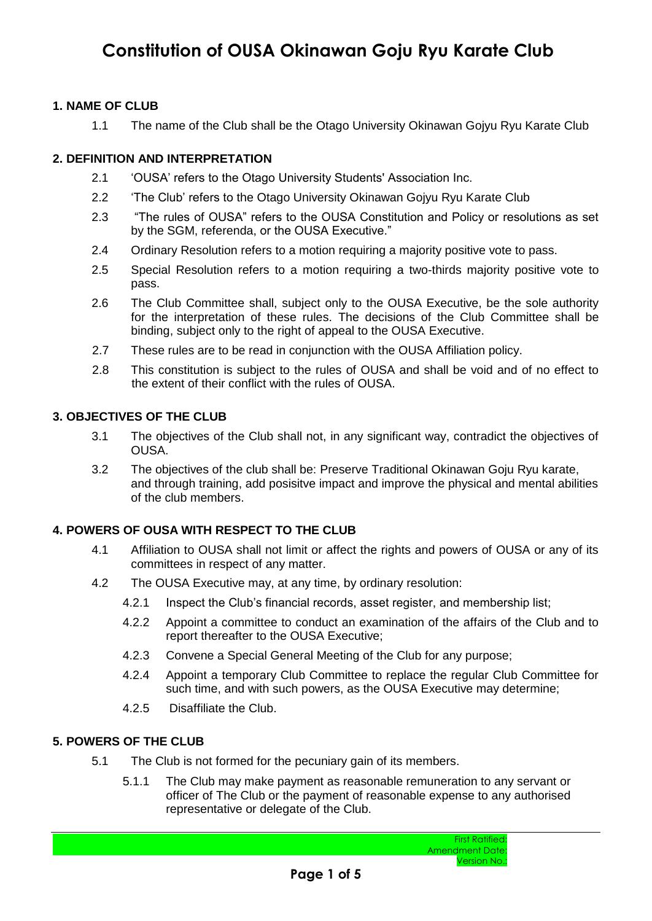# Constitution of OUSA Okinawan Goju Ryu Karate Club

## 1. NAME OF CLUB

1.1 The name of the Club shall be the Otago University Okinawan Gojyu Ryu Karate Club

## 2. DEFINITION AND INTERPRETATION

2.1 'OUSA' refers to the Otago University Students' Association Inc.

2.2 'The Club' refers to the Otago University Okinawan Gojyu Ryu Karate Club

2.3 "The rules of OUSA" refers to the OUSA Constitution and Policy or resolutions as set by the SGM, referenda, or the OUSA Executive."

2.4 Ordinary Resolution refers to a motion requiring a majority positive vote to pass.

2.5 Special Resolution refers to a motion requiring a two-thirds majority positive vote to pass.

2.6 The Club Committee shall, subject only to the OUSA Executive, be the sole authority for the interpretation of these rules. The decisions of the Club Committee shall be binding, subject only to the right of appeal to the OUSA Executive.

2.7 These rules are to be read in conjunction with the OUSA Affiliation policy.

2.8 This constitution is subject to the rules of OUSA and shall be void and of no effect to the extent of their conflict with the rules of OUSA.

## 3. OBJECTIVES OF THE CLUB

3.1 The objectives of the Club shall not, in any significant way, contradict the objectives of OUSA.

3.2 The objectives of the club shall be: Preserve Traditional Okinawan Goju Ryu karate, and through training, add posisitve impact and improve the physical and mental abilities of the club members.

## 4. POWERS OF OUSA WITH RESPECT TO THE CLUB

4.1 Affiliation to OUSA shall not limit or affect the rights and powers of OUSA or any of its committees in respect of any matter.

4.2 The OUSA Executive may, at any time, by ordinary resolution:

4.2.1 Inspect the Club's financial records, asset register, and membership list;

4.2.2 Appoint a committee to conduct an examination of the affairs of the Club and to report thereafter to the OUSA Executive;

4.2.3 Convene a Special General Meeting of the Club for any purpose;

4.2.4 Appoint a temporary Club Committee to replace the regular Club Committee for such time, and with such powers, as the OUSA Executive may determine;

4.2.5 Disaffiliate the Club.

## 5. POWERS OF THE CLUB

5.1 The Club is not formed for the pecuniary gain of its members.

5.1.1 The Club may make payment as reasonable remuneration to any servant or officer of The Club or the payment of reasonable expense to any authorised representative or delegate of the Club.

First Ratified:
Amendment Date:
Version No.: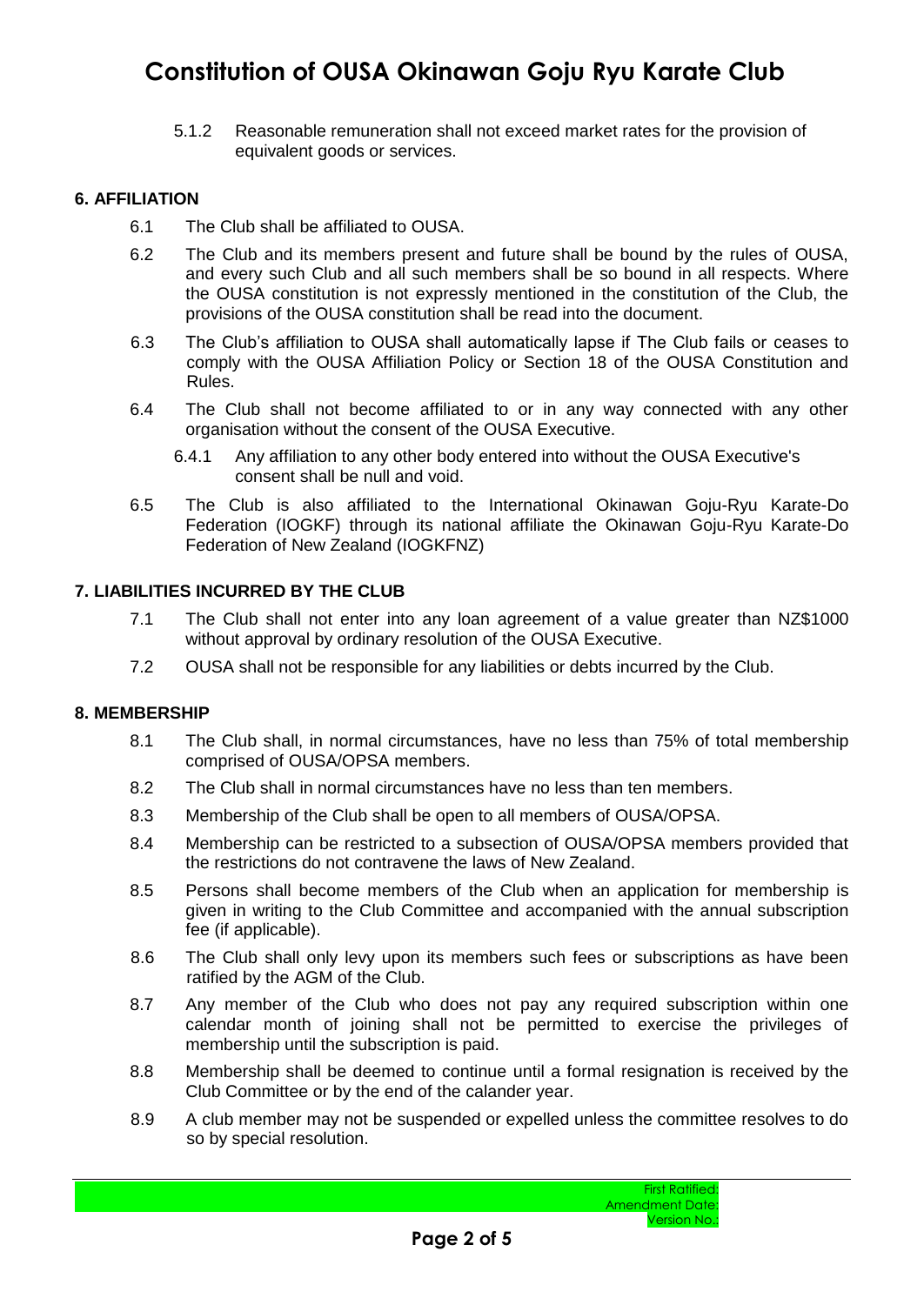5.1.2 Reasonable remuneration shall not exceed market rates for the provision of equivalent goods or services.

## 6. AFFILIATION

6.1 The Club shall be affiliated to OUSA.

6.2 The Club and its members present and future shall be bound by the rules of OUSA, and every such Club and all such members shall be so bound in all respects. Where the OUSA constitution is not expressly mentioned in the constitution of the Club, the provisions of the OUSA constitution shall be read into the document.

6.3 The Club's affiliation to OUSA shall automatically lapse if The Club fails or ceases to comply with the OUSA Affiliation Policy or Section 18 of the OUSA Constitution and Rules.

6.4 The Club shall not become affiliated to or in any way connected with any other organisation without the consent of the OUSA Executive.

6.4.1 Any affiliation to any other body entered into without the OUSA Executive's consent shall be null and void.

6.5 The Club is also affiliated to the International Okinawan Goju-Ryu Karate-Do Federation (IOGKF) through its national affiliate the Okinawan Goju-Ryu Karate-Do Federation of New Zealand (IOGKFNZ)

## 7. LIABILITIES INCURRED BY THE CLUB

7.1 The Club shall not enter into any loan agreement of a value greater than NZ$1000 without approval by ordinary resolution of the OUSA Executive.

7.2 OUSA shall not be responsible for any liabilities or debts incurred by the Club.

## 8. MEMBERSHIP

8.1 The Club shall, in normal circumstances, have no less than 75% of total membership comprised of OUSA/OPSA members.

8.2 The Club shall in normal circumstances have no less than ten members.

8.3 Membership of the Club shall be open to all members of OUSA/OPSA.

8.4 Membership can be restricted to a subsection of OUSA/OPSA members provided that the restrictions do not contravene the laws of New Zealand.

8.5 Persons shall become members of the Club when an application for membership is given in writing to the Club Committee and accompanied with the annual subscription fee (if applicable).

8.6 The Club shall only levy upon its members such fees or subscriptions as have been ratified by the AGM of the Club.

8.7 Any member of the Club who does not pay any required subscription within one calendar month of joining shall not be permitted to exercise the privileges of membership until the subscription is paid.

8.8 Membership shall be deemed to continue until a formal resignation is received by the Club Committee or by the end of the calander year.

8.9 A club member may not be suspended or expelled unless the committee resolves to do so by special resolution.

First Ratified:
Amendment Date:
Version No.: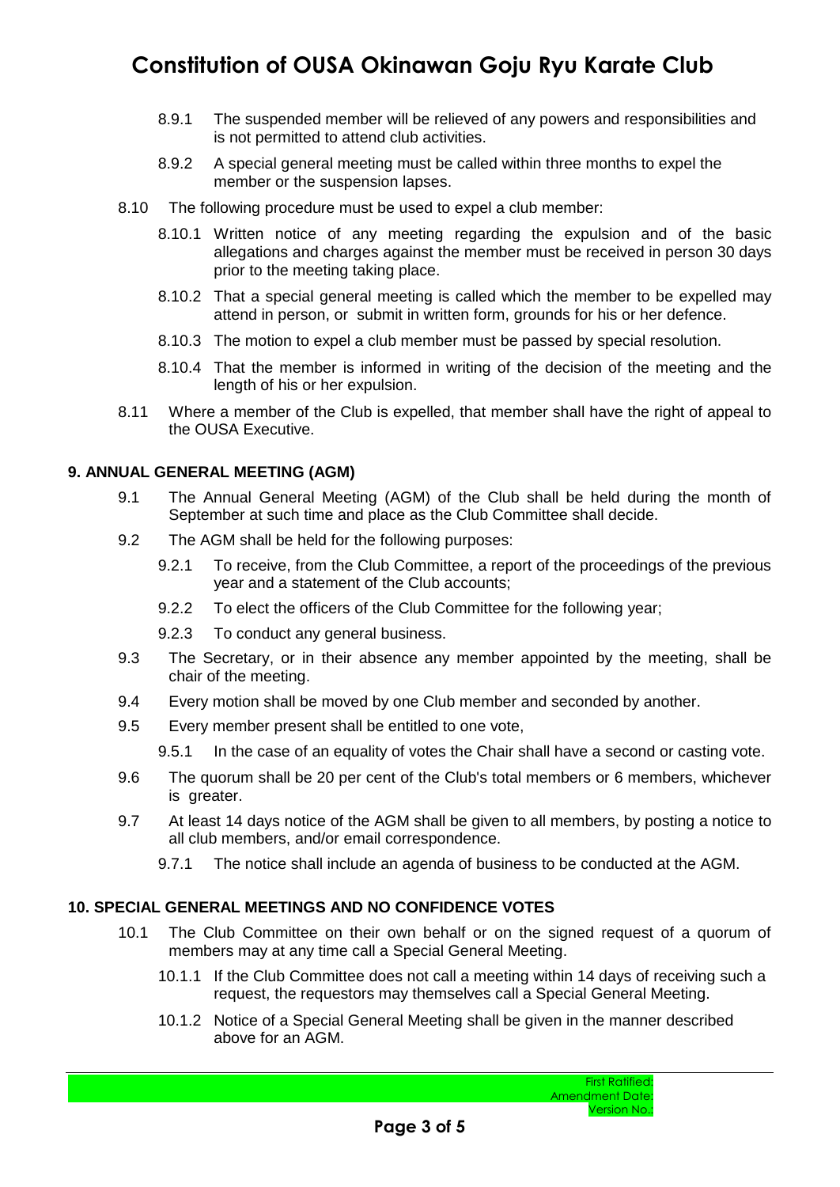8.9.1 The suspended member will be relieved of any powers and responsibilities and is not permitted to attend club activities.

8.9.2 A special general meeting must be called within three months to expel the member or the suspension lapses.

8.10 The following procedure must be used to expel a club member:

8.10.1 Written notice of any meeting regarding the expulsion and of the basic allegations and charges against the member must be received in person 30 days prior to the meeting taking place.

8.10.2 That a special general meeting is called which the member to be expelled may attend in person, or submit in written form, grounds for his or her defence.

8.10.3 The motion to expel a club member must be passed by special resolution.

8.10.4 That the member is informed in writing of the decision of the meeting and the length of his or her expulsion.

8.11 Where a member of the Club is expelled, that member shall have the right of appeal to the OUSA Executive.

### 9. ANNUAL GENERAL MEETING (AGM)

9.1 The Annual General Meeting (AGM) of the Club shall be held during the month of September at such time and place as the Club Committee shall decide.

9.2 The AGM shall be held for the following purposes:

9.2.1 To receive, from the Club Committee, a report of the proceedings of the previous year and a statement of the Club accounts;

9.2.2 To elect the officers of the Club Committee for the following year;

9.2.3 To conduct any general business.

9.3 The Secretary, or in their absence any member appointed by the meeting, shall be chair of the meeting.

9.4 Every motion shall be moved by one Club member and seconded by another.

9.5 Every member present shall be entitled to one vote,

9.5.1 In the case of an equality of votes the Chair shall have a second or casting vote.

9.6 The quorum shall be 20 per cent of the Club's total members or 6 members, whichever is greater.

9.7 At least 14 days notice of the AGM shall be given to all members, by posting a notice to all club members, and/or email correspondence.

9.7.1 The notice shall include an agenda of business to be conducted at the AGM.

### 10. SPECIAL GENERAL MEETINGS AND NO CONFIDENCE VOTES

10.1 The Club Committee on their own behalf or on the signed request of a quorum of members may at any time call a Special General Meeting.

10.1.1 If the Club Committee does not call a meeting within 14 days of receiving such a request, the requestors may themselves call a Special General Meeting.

10.1.2 Notice of a Special General Meeting shall be given in the manner described above for an AGM.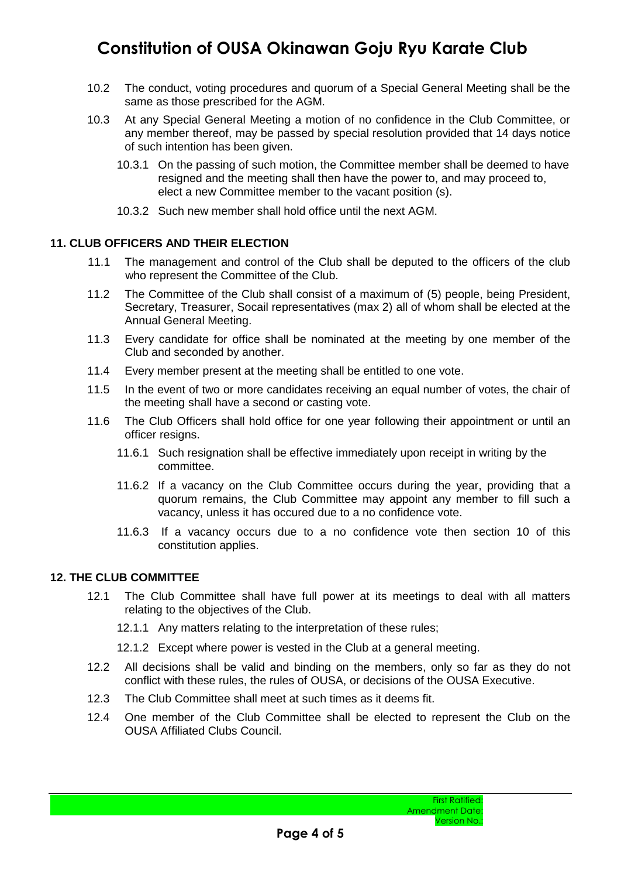10.2 The conduct, voting procedures and quorum of a Special General Meeting shall be the same as those prescribed for the AGM.

10.3 At any Special General Meeting a motion of no confidence in the Club Committee, or any member thereof, may be passed by special resolution provided that 14 days notice of such intention has been given.

10.3.1 On the passing of such motion, the Committee member shall be deemed to have resigned and the meeting shall then have the power to, and may proceed to, elect a new Committee member to the vacant position (s).

10.3.2 Such new member shall hold office until the next AGM.

**11. CLUB OFFICERS AND THEIR ELECTION**

11.1 The management and control of the Club shall be deputed to the officers of the club who represent the Committee of the Club.

11.2 The Committee of the Club shall consist of a maximum of (5) people, being President, Secretary, Treasurer, Socail representatives (max 2) all of whom shall be elected at the Annual General Meeting.

11.3 Every candidate for office shall be nominated at the meeting by one member of the Club and seconded by another.

11.4 Every member present at the meeting shall be entitled to one vote.

11.5 In the event of two or more candidates receiving an equal number of votes, the chair of the meeting shall have a second or casting vote.

11.6 The Club Officers shall hold office for one year following their appointment or until an officer resigns.

11.6.1 Such resignation shall be effective immediately upon receipt in writing by the committee.

11.6.2 If a vacancy on the Club Committee occurs during the year, providing that a quorum remains, the Club Committee may appoint any member to fill such a vacancy, unless it has occured due to a no confidence vote.

11.6.3 If a vacancy occurs due to a no confidence vote then section 10 of this constitution applies.

**12. THE CLUB COMMITTEE**

12.1 The Club Committee shall have full power at its meetings to deal with all matters relating to the objectives of the Club.

12.1.1 Any matters relating to the interpretation of these rules;

12.1.2 Except where power is vested in the Club at a general meeting.

12.2 All decisions shall be valid and binding on the members, only so far as they do not conflict with these rules, the rules of OUSA, or decisions of the OUSA Executive.

12.3 The Club Committee shall meet at such times as it deems fit.

12.4 One member of the Club Committee shall be elected to represent the Club on the OUSA Affiliated Clubs Council.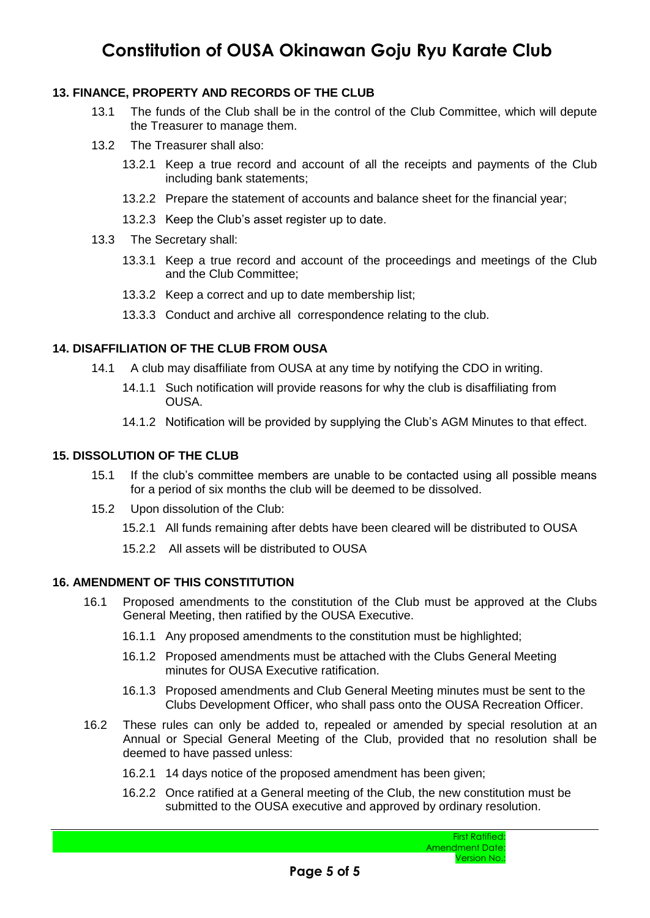## 13. FINANCE, PROPERTY AND RECORDS OF THE CLUB

13.1 The funds of the Club shall be in the control of the Club Committee, which will depute the Treasurer to manage them.

13.2 The Treasurer shall also:

13.2.1 Keep a true record and account of all the receipts and payments of the Club including bank statements;

13.2.2 Prepare the statement of accounts and balance sheet for the financial year;

13.2.3 Keep the Club's asset register up to date.

13.3 The Secretary shall:

13.3.1 Keep a true record and account of the proceedings and meetings of the Club and the Club Committee;

13.3.2 Keep a correct and up to date membership list;

13.3.3 Conduct and archive all correspondence relating to the club.

## 14. DISAFFILIATION OF THE CLUB FROM OUSA

14.1 A club may disaffiliate from OUSA at any time by notifying the CDO in writing.

14.1.1 Such notification will provide reasons for why the club is disaffiliating from OUSA.

14.1.2 Notification will be provided by supplying the Club's AGM Minutes to that effect.

## 15. DISSOLUTION OF THE CLUB

15.1 If the club's committee members are unable to be contacted using all possible means for a period of six months the club will be deemed to be dissolved.

15.2 Upon dissolution of the Club:

15.2.1 All funds remaining after debts have been cleared will be distributed to OUSA

15.2.2 All assets will be distributed to OUSA

## 16. AMENDMENT OF THIS CONSTITUTION

16.1 Proposed amendments to the constitution of the Club must be approved at the Clubs General Meeting, then ratified by the OUSA Executive.

16.1.1 Any proposed amendments to the constitution must be highlighted;

16.1.2 Proposed amendments must be attached with the Clubs General Meeting minutes for OUSA Executive ratification.

16.1.3 Proposed amendments and Club General Meeting minutes must be sent to the Clubs Development Officer, who shall pass onto the OUSA Recreation Officer.

16.2 These rules can only be added to, repealed or amended by special resolution at an Annual or Special General Meeting of the Club, provided that no resolution shall be deemed to have passed unless:

16.2.1 14 days notice of the proposed amendment has been given;

16.2.2 Once ratified at a General meeting of the Club, the new constitution must be submitted to the OUSA executive and approved by ordinary resolution.

First Ratified:
Amendment Date:
Version No.: